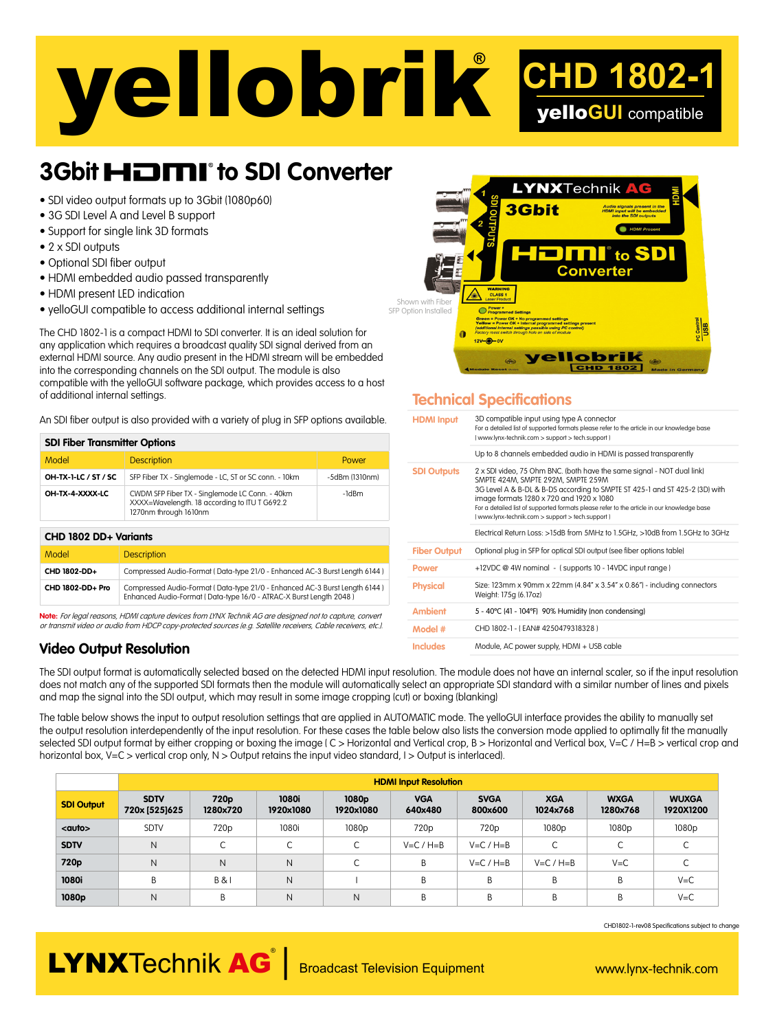# yellobrik®

## CHD 1802-1

**yelloGUI compatible**

## 3Gbit HDMI® to SDI Converter

- SDI video output formats up to 3Gbit (1080p60)
- 3G SDI Level A and Level B support
- Support for single link 3D formats
- 2 x SDI outputs
- Optional SDI fiber output
- HDMI embedded audio passed transparently
- HDMI present LED indication
- yelloGUI compatible to access additional internal settings

The CHD 1802-1 is a compact HDMI to SDI converter. It is an ideal solution for any application which requires a broadcast quality SDI signal derived from an external HDMI source. Any audio present in the HDMI stream will be embedded into the corresponding channels on the SDI output. The module is also compatible with the yelloGUI software package, which provides access to a host of additional internal settings.

An SDI fiber output is also provided with a variety of plug in SFP options available.

Shown with Fiber SFP Option Installed

### SDI Fiber Transmitter Options

| Model | Description | Power |
|---|---|---|
| OH-TX-1-LC / ST / SC | SFP Fiber TX - Singlemode - LC, ST or SC conn. - 10km | -5dBm (1310nm) |
| OH-TX-4-XXXX-LC | CWDM SFP Fiber TX - Singlemode LC Conn. - 40km XXXX=Wavelength. 18 according to ITU T G692.2 1270nm through 1610nm | -1dBm |

### CHD 1802 DD+ Variants

| Model | Description |
|---|---|
| CHD 1802-DD+ | Compressed Audio-Format ( Data-type 21/0 - Enhanced AC-3 Burst Length 6144 ) |
| CHD 1802-DD+ Pro | Compressed Audio-Format ( Data-type 21/0 - Enhanced AC-3 Burst Length 6144 ) Enhanced Audio-Format ( Data-type 16/0 - ATRAC-X Burst Length 2048 ) |

**Note:** *For legal reasons, HDMI capture devices from LYNX Technik AG are designed not to capture, convert or transmit video or audio from HDCP copy-protected sources (e.g. Satellite receivers, Cable receivers, etc.).*

## Technical Specifications

| | |
|---|---|
| **HDMI Input** | 3D compatible input using type A connector<br>For a detailed list of supported formats please refer to the article in our knowledge base ( www.lynx-technik.com > support > tech.support )<br>Up to 8 channels embedded audio in HDMI is passed transparently |
| **SDI Outputs** | 2 x SDI video, 75 Ohm BNC. (both have the same signal - NOT dual link)<br>SMPTE 424M, SMPTE 292M, SMPTE 259M<br>3G Level A & B-DL & B-DS according to SMPTE ST 425-1 and ST 425-2 (3D) with image formats 1280 x 720 and 1920 x 1080<br>For a detailed list of supported formats please refer to the article in our knowledge base ( www.lynx-technik.com > support > tech.support )<br>Electrical Return Loss: >15dB from 5MHz to 1.5GHz, >10dB from 1.5GHz to 3GHz |
| **Fiber Output** | Optional plug in SFP for optical SDI output (see fiber options table) |
| **Power** | +12VDC @ 4W nominal - ( supports 10 - 14VDC input range ) |
| **Physical** | Size: 123mm x 90mm x 22mm (4.84" x 3.54" x 0.86") - including connectors<br>Weight: 175g (6.17oz) |
| **Ambient** | 5 - 40°C (41 - 104°F) 90% Humidity (non condensing) |
| **Model #** | CHD 1802-1 - ( EAN# 4250479318328 ) |
| **Includes** | Module, AC power supply, HDMI + USB cable |

## Video Output Resolution

The SDI output format is automatically selected based on the detected HDMI input resolution. The module does not have an internal scaler, so if the input resolution does not match any of the supported SDI formats then the module will automatically select an appropriate SDI standard with a similar number of lines and pixels and map the signal into the SDI output, which may result in some image cropping (cut) or boxing (blanking)

The table below shows the input to output resolution settings that are applied in AUTOMATIC mode. The yelloGUI interface provides the ability to manually set the output resolution interdependently of the input resolution. For these cases the table below also lists the conversion mode applied to optimally fit the manually selected SDI output format by either cropping or boxing the image ( C > Horizontal and Vertical crop, B > Horizontal and Vertical box, V=C / H=B > vertical crop and horizontal box, V=C > vertical crop only, N > Output retains the input video standard, I > Output is interlaced).

| | HDMI Input Resolution | | | | | | | | |
|---|---|---|---|---|---|---|---|---|---|
| **SDI Output** | **SDTV 720x [525]625** | **720p 1280x720** | **1080i 1920x1080** | **1080p 1920x1080** | **VGA 640x480** | **SVGA 800x600** | **XGA 1024x768** | **WXGA 1280x768** | **WUXGA 1920X1200** |
| **<auto>** | SDTV | 720p | 1080i | 1080p | 720p | 720p | 1080p | 1080p | 1080p |
| **SDTV** | N | C | C | C | V=C / H=B | V=C / H=B | C | C | C |
| **720p** | N | N | N | C | B | V=C / H=B | V=C / H=B | V=C | C |
| **1080i** | B | B & I | N | I | B | B | B | B | V=C |
| **1080p** | N | B | N | N | B | B | B | B | V=C |

CHD1802-1-rev08 Specifications subject to change

**LYNXTechnik AG®** | Broadcast Television Equipment www.lynx-technik.com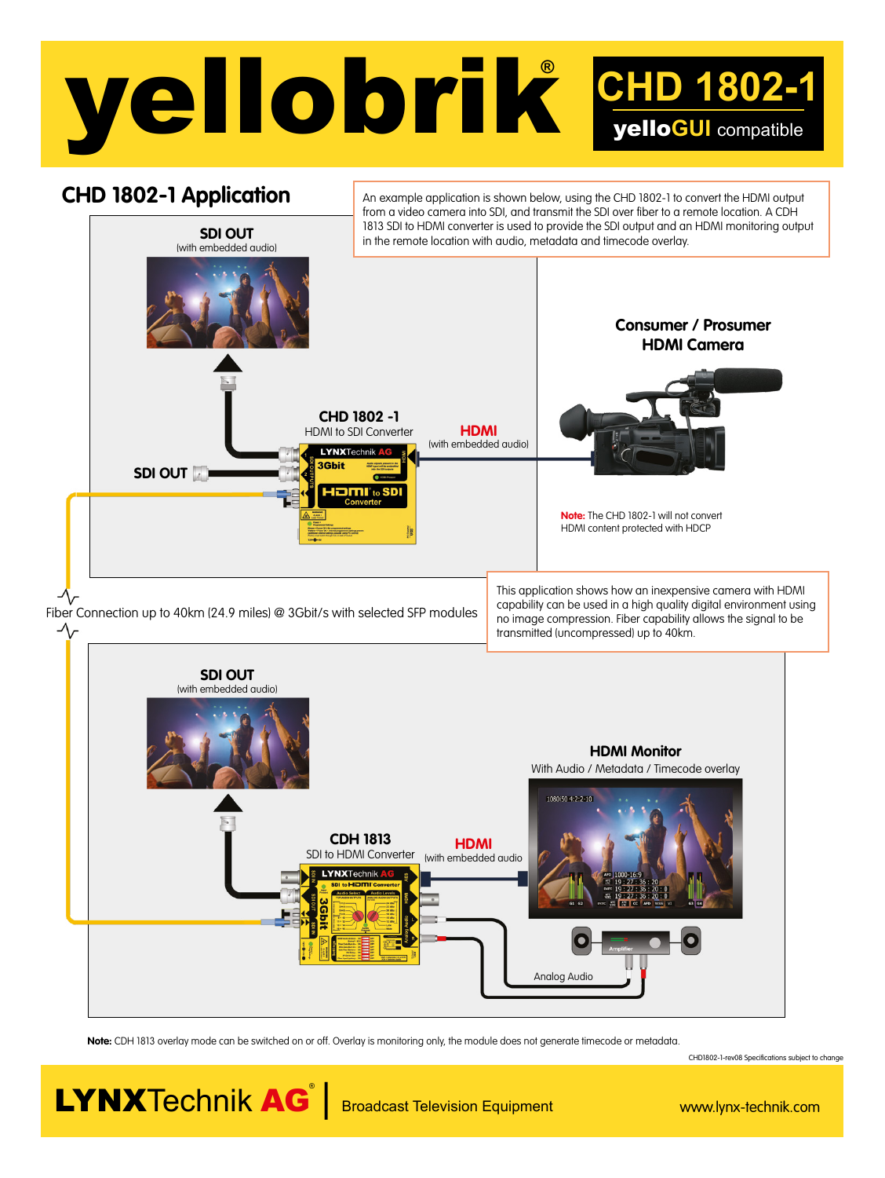# yellobrik®

**CHD 1802-1**
**yelloGUI compatible**

## CHD 1802-1 Application

An example application is shown below, using the CHD 1802-1 to convert the HDMI output from a video camera into SDI, and transmit the SDI over fiber to a remote location. A CDH 1813 SDI to HDMI converter is used to provide the SDI output and an HDMI monitoring output in the remote location with audio, metadata and timecode overlay.

**SDI OUT**
(with embedded audio)

**Consumer / Prosumer HDMI Camera**

**CHD 1802 -1**
HDMI to SDI Converter

**HDMI**
(with embedded audio)

**SDI OUT**

**Note:** The CHD 1802-1 will not convert HDMI content protected with HDCP

Fiber Connection up to 40km (24.9 miles) @ 3Gbit/s with selected SFP modules

This application shows how an inexpensive camera with HDMI capability can be used in a high quality digital environment using no image compression. Fiber capability allows the signal to be transmitted (uncompressed) up to 40km.

**SDI OUT**
(with embedded audio)

**HDMI Monitor**
With Audio / Metadata / Timecode overlay

**CDH 1813**
SDI to HDMI Converter

**HDMI**
(with embedded audio

Analog Audio

**Note:** CDH 1813 overlay mode can be switched on or off. Overlay is monitoring only, the module does not generate timecode or metadata.

CHD1802-1-rev08 Specifications subject to change

LYNXTechnik AG® | Broadcast Television Equipment www.lynx-technik.com